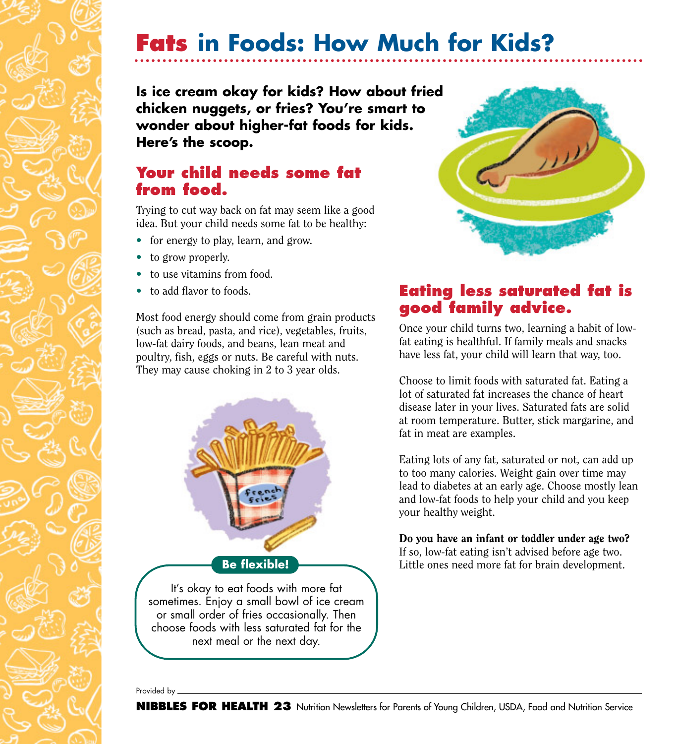# Fats in Foods: How Much for Kids?

**Is ice cream okay for kids? How about fried chicken nuggets, or fries? You're smart to wonder about higher-fat foods for kids. Here's the scoop.**

## Your child needs some fat from food.

Trying to cut way back on fat may seem like a good idea. But your child needs some fat to be healthy:

- for energy to play, learn, and grow.
- to grow properly.
- to use vitamins from food.
- to add flavor to foods.

Most food energy should come from grain products (such as bread, pasta, and rice), vegetables, fruits, low-fat dairy foods, and beans, lean meat and poultry, fish, eggs or nuts. Be careful with nuts. They may cause choking in 2 to 3 year olds.

**Be flexible!**

It's okay to eat foods with more fat sometimes. Enjoy a small bowl of ice cream or small order of fries occasionally. Then choose foods with less saturated fat for the next meal or the next day.

## Eating less saturated fat is good family advice.

Once your child turns two, learning a habit of low-fat eating is healthful. If family meals and snacks have less fat, your child will learn that way, too.

Choose to limit foods with saturated fat. Eating a lot of saturated fat increases the chance of heart disease later in your lives. Saturated fats are solid at room temperature. Butter, stick margarine, and fat in meat are examples.

Eating lots of any fat, saturated or not, can add up to too many calories. Weight gain over time may lead to diabetes at an early age. Choose mostly lean and low-fat foods to help your child and you keep your healthy weight.

**Do you have an infant or toddler under age two?** If so, low-fat eating isn't advised before age two. Little ones need more fat for brain development.

Provided by

**NIBBLES FOR HEALTH 23** Nutrition Newsletters for Parents of Young Children, USDA, Food and Nutrition Service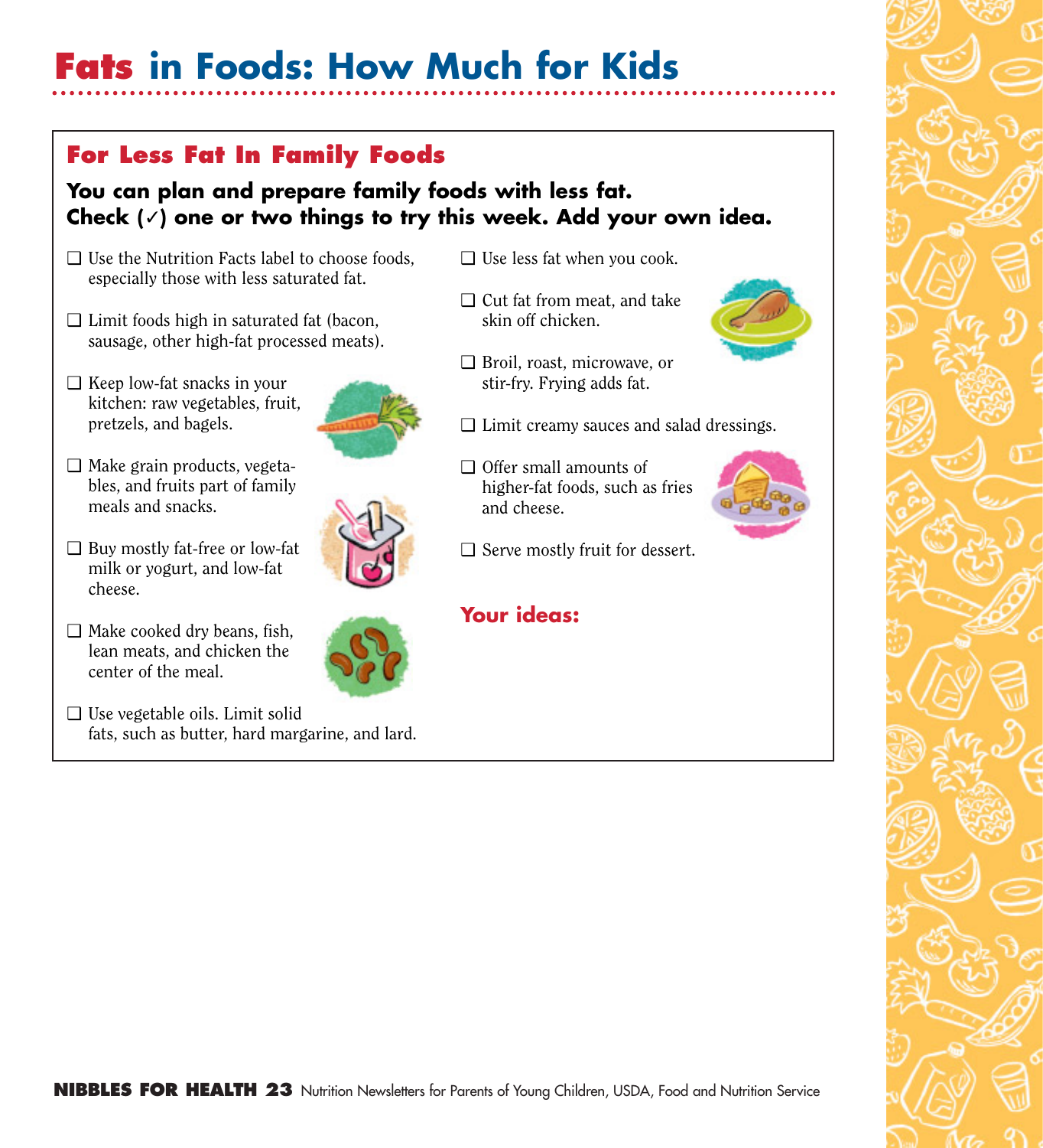# Fats in Foods: How Much for Kids

## For Less Fat In Family Foods

**You can plan and prepare family foods with less fat. Check (✓) one or two things to try this week. Add your own idea.**

- ❑ Use the Nutrition Facts label to choose foods, especially those with less saturated fat.
- ❑ Limit foods high in saturated fat (bacon, sausage, other high-fat processed meats).
- ❑ Keep low-fat snacks in your kitchen: raw vegetables, fruit, pretzels, and bagels.
- ❑ Make grain products, vegetables, and fruits part of family meals and snacks.
- ❑ Buy mostly fat-free or low-fat milk or yogurt, and low-fat cheese.
- ❑ Make cooked dry beans, fish, lean meats, and chicken the center of the meal.
- ❑ Use vegetable oils. Limit solid fats, such as butter, hard margarine, and lard.
- ❑ Use less fat when you cook.
- ❑ Cut fat from meat, and take skin off chicken.
- ❑ Broil, roast, microwave, or stir-fry. Frying adds fat.
- ❑ Limit creamy sauces and salad dressings.
- ❑ Offer small amounts of higher-fat foods, such as fries and cheese.
- ❑ Serve mostly fruit for dessert.

**Your ideas:**

**NIBBLES FOR HEALTH 23** Nutrition Newsletters for Parents of Young Children, USDA, Food and Nutrition Service